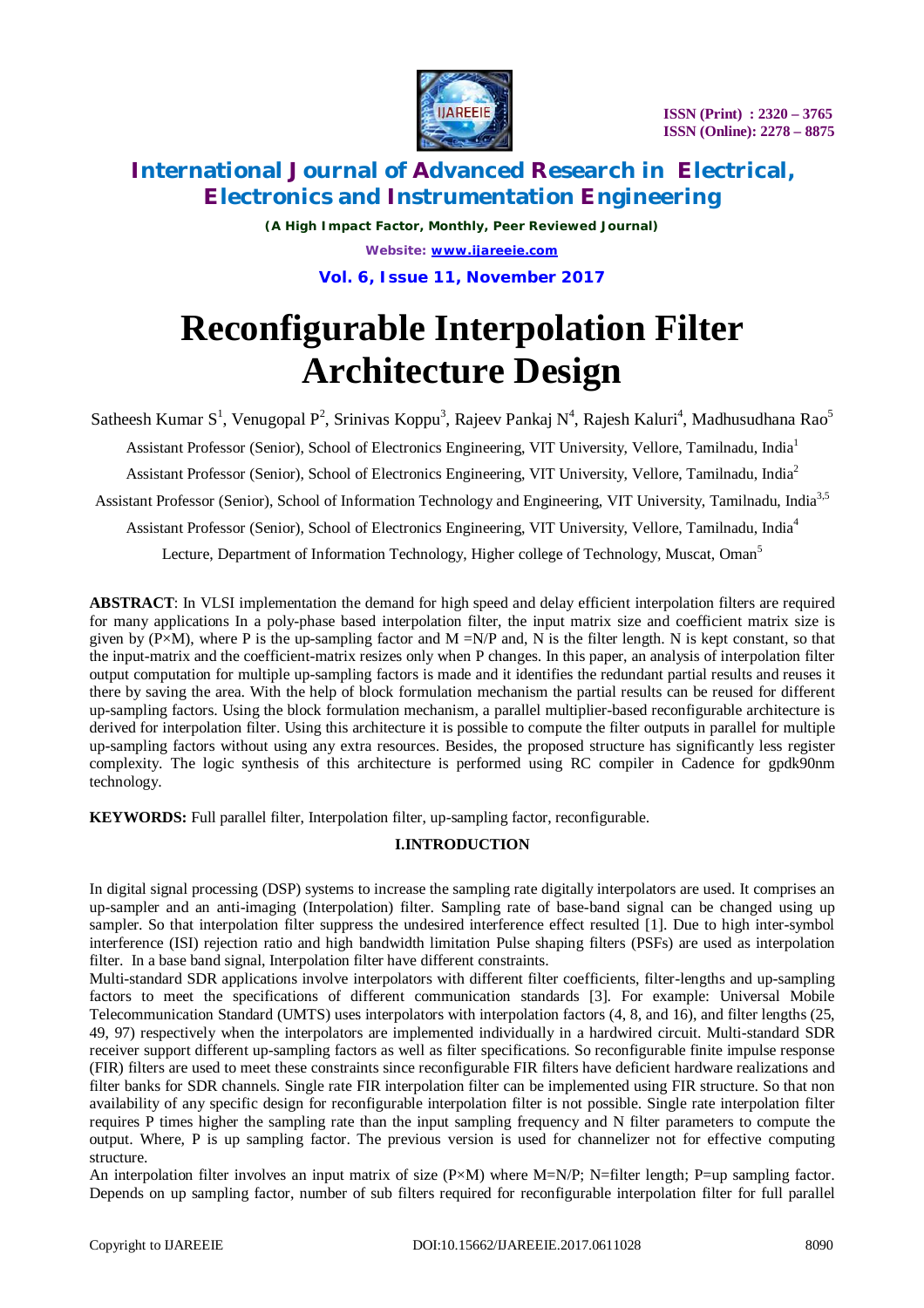# Reconfigurable Interpolation Filter Architecture Design

Satheesh Kumar S[1], Venugopal P[2], Srinivas Koppu[3], Rajeev Pankaj N[4], Rajesh Kaluri[4], Madhusudhana Rao[5]

Assistant Professor (Senior), School of Electronics Engineering, VIT University, Vellore, Tamilnadu, India[1]

Assistant Professor (Senior), School of Electronics Engineering, VIT University, Vellore, Tamilnadu, India[2]

Assistant Professor (Senior), School of Information Technology and Engineering, VIT University, Tamilnadu, India[3,5]

Assistant Professor (Senior), School of Electronics Engineering, VIT University, Vellore, Tamilnadu, India[4]

Lecture, Department of Information Technology, Higher college of Technology, Muscat, Oman[5]

**ABSTRACT**: In VLSI implementation the demand for high speed and delay efficient interpolation filters are required for many applications In a poly-phase based interpolation filter, the input matrix size and coefficient matrix size is given by (P×M), where P is the up-sampling factor and M =N/P and, N is the filter length. N is kept constant, so that the input-matrix and the coefficient-matrix resizes only when P changes. In this paper, an analysis of interpolation filter output computation for multiple up-sampling factors is made and it identifies the redundant partial results and reuses it there by saving the area. With the help of block formulation mechanism the partial results can be reused for different up-sampling factors. Using the block formulation mechanism, a parallel multiplier-based reconfigurable architecture is derived for interpolation filter. Using this architecture it is possible to compute the filter outputs in parallel for multiple up-sampling factors without using any extra resources. Besides, the proposed structure has significantly less register complexity. The logic synthesis of this architecture is performed using RC compiler in Cadence for gpdk90nm technology.

**KEYWORDS:** Full parallel filter, Interpolation filter, up-sampling factor, reconfigurable.

## I.INTRODUCTION

In digital signal processing (DSP) systems to increase the sampling rate digitally interpolators are used. It comprises an up-sampler and an anti-imaging (Interpolation) filter. Sampling rate of base-band signal can be changed using up sampler. So that interpolation filter suppress the undesired interference effect resulted [1]. Due to high inter-symbol interference (ISI) rejection ratio and high bandwidth limitation Pulse shaping filters (PSFs) are used as interpolation filter. In a base band signal, Interpolation filter have different constraints.

Multi-standard SDR applications involve interpolators with different filter coefficients, filter-lengths and up-sampling factors to meet the specifications of different communication standards [3]. For example: Universal Mobile Telecommunication Standard (UMTS) uses interpolators with interpolation factors (4, 8, and 16), and filter lengths (25, 49, 97) respectively when the interpolators are implemented individually in a hardwired circuit. Multi-standard SDR receiver support different up-sampling factors as well as filter specifications. So reconfigurable finite impulse response (FIR) filters are used to meet these constraints since reconfigurable FIR filters have deficient hardware realizations and filter banks for SDR channels. Single rate FIR interpolation filter can be implemented using FIR structure. So that non availability of any specific design for reconfigurable interpolation filter is not possible. Single rate interpolation filter requires P times higher the sampling rate than the input sampling frequency and N filter parameters to compute the output. Where, P is up sampling factor. The previous version is used for channelizer not for effective computing structure.

An interpolation filter involves an input matrix of size (P×M) where M=N/P; N=filter length; P=up sampling factor. Depends on up sampling factor, number of sub filters required for reconfigurable interpolation filter for full parallel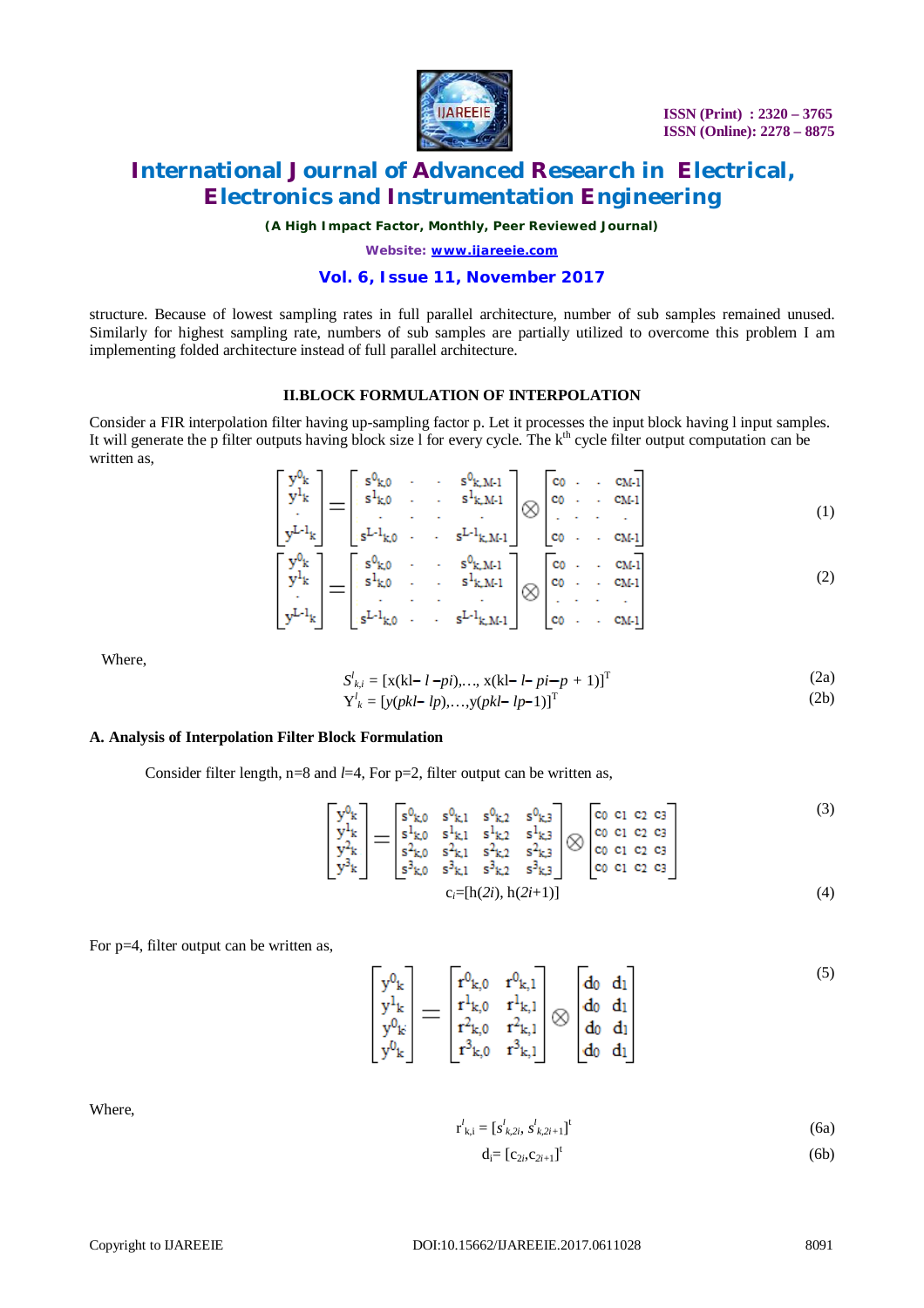structure. Because of lowest sampling rates in full parallel architecture, number of sub samples remained unused. Similarly for highest sampling rate, numbers of sub samples are partially utilized to overcome this problem I am implementing folded architecture instead of full parallel architecture.

## II.BLOCK FORMULATION OF INTERPOLATION

Consider a FIR interpolation filter having up-sampling factor p. Let it processes the input block having l input samples. It will generate the p filter outputs having block size l for every cycle. The $k^{th}$ cycle filter output computation can be written as,

$$\begin{bmatrix} y^0{}_k \\ y^1{}_k \\ \cdot \\ y^{L-1}{}_k \end{bmatrix} = \begin{bmatrix} s^0{}_{k,0} & \cdot & \cdot & s^0{}_{k,M-1} \\ s^1{}_{k,0} & \cdot & \cdot & s^1{}_{k,M-1} \\ \cdot & \cdot & \cdot & \cdot \\ s^{L-1}{}_{k,0} & \cdot & \cdot & s^{L-1}{}_{k,M-1} \end{bmatrix} \otimes \begin{bmatrix} c_0 & \cdot & \cdot & c_{M-1} \\ c_0 & \cdot & \cdot & c_{M-1} \\ \cdot & \cdot & \cdot & \cdot \\ c_0 & \cdot & \cdot & c_{M-1} \end{bmatrix} \quad (1)$$

$$\begin{bmatrix} y^0{}_k \\ y^1{}_k \\ \cdot \\ y^{L-1}{}_k \end{bmatrix} = \begin{bmatrix} s^0{}_{k,0} & \cdot & \cdot & s^0{}_{k,M-1} \\ s^1{}_{k,0} & \cdot & \cdot & s^1{}_{k,M-1} \\ \cdot & \cdot & \cdot & \cdot \\ s^{L-1}{}_{k,0} & \cdot & \cdot & s^{L-1}{}_{k,M-1} \end{bmatrix} \otimes \begin{bmatrix} c_0 & \cdot & \cdot & c_{M-1} \\ c_0 & \cdot & \cdot & c_{M-1} \\ \cdot & \cdot & \cdot & \cdot \\ c_0 & \cdot & \cdot & c_{M-1} \end{bmatrix} \quad (2)$$

Where,

$$S^l_{k,i} = [x(kl - l - pi), \ldots, x(kl - l - pi - p + 1)]^T \quad (2a)$$

$$Y^l_k = [y(pkl - lp), \ldots, y(pkl - lp - 1)]^T \quad (2b)$$

### A. Analysis of Interpolation Filter Block Formulation

Consider filter length, n=8 and $l$=4, For p=2, filter output can be written as,

$$\begin{bmatrix} y^0{}_k \\ y^1{}_k \\ y^2{}_k \\ y^3{}_k \end{bmatrix} = \begin{bmatrix} s^0{}_{k,0} & s^0{}_{k,1} & s^0{}_{k,2} & s^0{}_{k,3} \\ s^1{}_{k,0} & s^1{}_{k,1} & s^1{}_{k,2} & s^1{}_{k,3} \\ s^2{}_{k,0} & s^2{}_{k,1} & s^2{}_{k,2} & s^2{}_{k,3} \\ s^3{}_{k,0} & s^3{}_{k,1} & s^3{}_{k,2} & s^3{}_{k,3} \end{bmatrix} \otimes \begin{bmatrix} c_0 & c_1 & c_2 & c_3 \\ c_0 & c_1 & c_2 & c_3 \\ c_0 & c_1 & c_2 & c_3 \\ c_0 & c_1 & c_2 & c_3 \end{bmatrix} \quad (3)$$

$$c_i = [h(2i), h(2i+1)] \quad (4)$$

For p=4, filter output can be written as,

$$\begin{bmatrix} y^0{}_k \\ y^1{}_k \\ y^0{}_k \\ y^0{}_k \end{bmatrix} = \begin{bmatrix} r^0{}_{k,0} & r^0{}_{k,1} \\ r^1{}_{k,0} & r^1{}_{k,1} \\ r^2{}_{k,0} & r^2{}_{k,1} \\ r^3{}_{k,0} & r^3{}_{k,1} \end{bmatrix} \otimes \begin{bmatrix} d_0 & d_1 \\ d_0 & d_1 \\ d_0 & d_1 \\ d_0 & d_1 \end{bmatrix} \quad (5)$$

Where,

$$r^l_{k,i} = [s^l_{k,2i}, s^l_{k,2i+1}]^t \quad (6a)$$

$$d_i = [c_{2i}, c_{2i+1}]^t \quad (6b)$$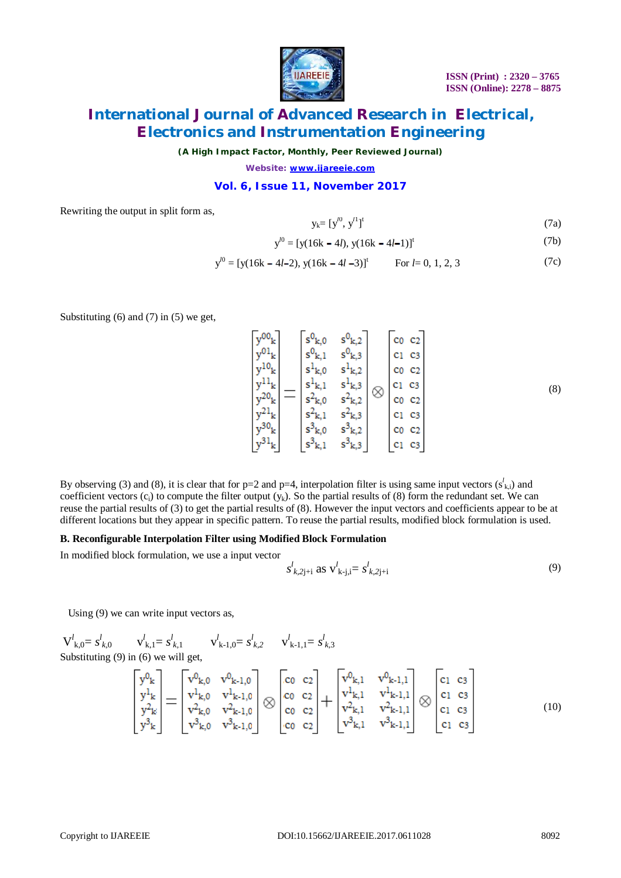Rewriting the output in split form as,

$$y_k = [y^{l0}, y^{l1}]^t \tag{7a}$$

$$y^{l0} = [y(16k - 4l), y(16k - 4l-1)]^t \tag{7b}$$

$$y^{l0} = [y(16k - 4l-2), y(16k - 4l -3)]^t \qquad \text{For } l= 0, 1, 2, 3 \tag{7c}$$

Substituting (6) and (7) in (5) we get,

$$\begin{bmatrix} y^{00}_k \\ y^{01}_k \\ y^{10}_k \\ y^{11}_k \\ y^{20}_k \\ y^{21}_k \\ y^{30}_k \\ y^{31}_k \end{bmatrix} = \begin{bmatrix} s^0_{k,0} & s^0_{k,2} \\ s^0_{k,1} & s^0_{k,3} \\ s^1_{k,0} & s^1_{k,2} \\ s^1_{k,1} & s^1_{k,3} \\ s^2_{k,0} & s^2_{k,2} \\ s^2_{k,1} & s^2_{k,3} \\ s^3_{k,0} & s^3_{k,2} \\ s^3_{k,1} & s^3_{k,3} \end{bmatrix} \otimes \begin{bmatrix} c0 & c2 \\ c1 & c3 \\ c0 & c2 \\ c1 & c3 \\ c0 & c2 \\ c1 & c3 \\ c0 & c2 \\ c1 & c3 \end{bmatrix} \tag{8}$$

By observing (3) and (8), it is clear that for p=2 and p=4, interpolation filter is using same input vectors ($s^l_{k,i}$) and coefficient vectors ($c_i$) to compute the filter output ($y_k$). So the partial results of (8) form the redundant set. We can reuse the partial results of (3) to get the partial results of (8). However the input vectors and coefficients appear to be at different locations but they appear in specific pattern. To reuse the partial results, modified block formulation is used.

### B. Reconfigurable Interpolation Filter using Modified Block Formulation

In modified block formulation, we use a input vector

$$s^l_{k,2j+i} \text{ as } v^l_{k-j,i} = s^l_{k,2j+i} \tag{9}$$

Using (9) we can write input vectors as,

$V^l_{k,0} = s^l_{k,0}$ $\quad V^l_{k,1} = s^l_{k,1}$ $\quad V^l_{k-1,0} = s^l_{k,2}$ $\quad V^l_{k-1,1} = s^l_{k,3}$

Substituting (9) in (6) we will get,

$$\begin{bmatrix} y^0_k \\ y^1_k \\ y^2_k \\ y^3_k \end{bmatrix} = \begin{bmatrix} v^0_{k,0} & v^0_{k-1,0} \\ v^1_{k,0} & v^1_{k-1,0} \\ v^2_{k,0} & v^2_{k-1,0} \\ v^3_{k,0} & v^3_{k-1,0} \end{bmatrix} \otimes \begin{bmatrix} c0 & c2 \\ c0 & c2 \\ c0 & c2 \\ c0 & c2 \end{bmatrix} + \begin{bmatrix} v^0_{k,1} & v^0_{k-1,1} \\ v^1_{k,1} & v^1_{k-1,1} \\ v^2_{k,1} & v^2_{k-1,1} \\ v^3_{k,1} & v^3_{k-1,1} \end{bmatrix} \otimes \begin{bmatrix} c1 & c3 \\ c1 & c3 \\ c1 & c3 \\ c1 & c3 \end{bmatrix} \tag{10}$$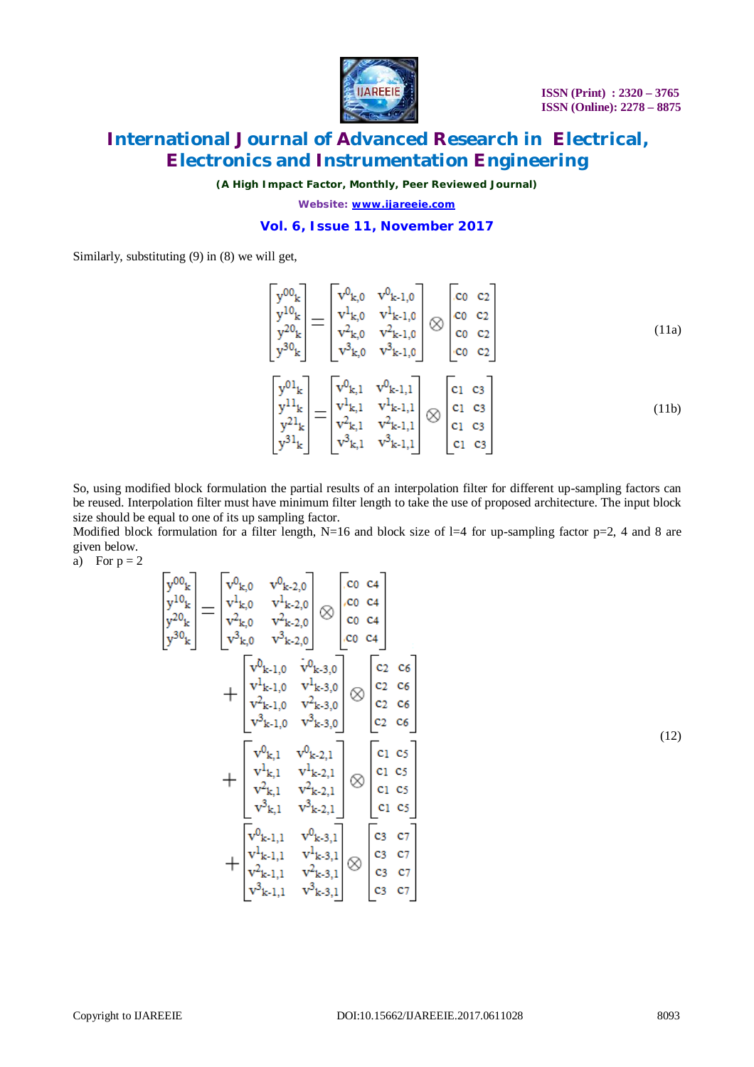Similarly, substituting (9) in (8) we will get,

$$\begin{bmatrix} y^{00}_k \\ y^{10}_k \\ y^{20}_k \\ y^{30}_k \end{bmatrix} = \begin{bmatrix} v^0_{k,0} & v^0_{k-1,0} \\ v^1_{k,0} & v^1_{k-1,0} \\ v^2_{k,0} & v^2_{k-1,0} \\ v^3_{k,0} & v^3_{k-1,0} \end{bmatrix} \otimes \begin{bmatrix} c0 & c2 \\ c0 & c2 \\ c0 & c2 \\ c0 & c2 \end{bmatrix} \tag{11a}$$

$$\begin{bmatrix} y^{01}_k \\ y^{11}_k \\ y^{21}_k \\ y^{31}_k \end{bmatrix} = \begin{bmatrix} v^0_{k,1} & v^0_{k-1,1} \\ v^1_{k,1} & v^1_{k-1,1} \\ v^2_{k,1} & v^2_{k-1,1} \\ v^3_{k,1} & v^3_{k-1,1} \end{bmatrix} \otimes \begin{bmatrix} c1 & c3 \\ c1 & c3 \\ c1 & c3 \\ c1 & c3 \end{bmatrix} \tag{11b}$$

So, using modified block formulation the partial results of an interpolation filter for different up-sampling factors can be reused. Interpolation filter must have minimum filter length to take the use of proposed architecture. The input block size should be equal to one of its up sampling factor.

Modified block formulation for a filter length, N=16 and block size of l=4 for up-sampling factor p=2, 4 and 8 are given below.

a) For p = 2

$$\begin{aligned}
\begin{bmatrix} y^{00}_k \\ y^{10}_k \\ y^{20}_k \\ y^{30}_k \end{bmatrix} = &\begin{bmatrix} v^0_{k,0} & v^0_{k-2,0} \\ v^1_{k,0} & v^1_{k-2,0} \\ v^2_{k,0} & v^2_{k-2,0} \\ v^3_{k,0} & v^3_{k-2,0} \end{bmatrix} \otimes \begin{bmatrix} c0 & c4 \\ c0 & c4 \\ c0 & c4 \\ c0 & c4 \end{bmatrix} \\
&+ \begin{bmatrix} v^0_{k-1,0} & v^0_{k-3,0} \\ v^1_{k-1,0} & v^1_{k-3,0} \\ v^2_{k-1,0} & v^2_{k-3,0} \\ v^3_{k-1,0} & v^3_{k-3,0} \end{bmatrix} \otimes \begin{bmatrix} c2 & c6 \\ c2 & c6 \\ c2 & c6 \\ c2 & c6 \end{bmatrix} \\
&+ \begin{bmatrix} v^0_{k,1} & v^0_{k-2,1} \\ v^1_{k,1} & v^1_{k-2,1} \\ v^2_{k,1} & v^2_{k-2,1} \\ v^3_{k,1} & v^3_{k-2,1} \end{bmatrix} \otimes \begin{bmatrix} c1 & c5 \\ c1 & c5 \\ c1 & c5 \\ c1 & c5 \end{bmatrix} \\
&+ \begin{bmatrix} v^0_{k-1,1} & v^0_{k-3,1} \\ v^1_{k-1,1} & v^1_{k-3,1} \\ v^2_{k-1,1} & v^2_{k-3,1} \\ v^3_{k-1,1} & v^3_{k-3,1} \end{bmatrix} \otimes \begin{bmatrix} c3 & c7 \\ c3 & c7 \\ c3 & c7 \\ c3 & c7 \end{bmatrix}
\end{aligned} \tag{12}$$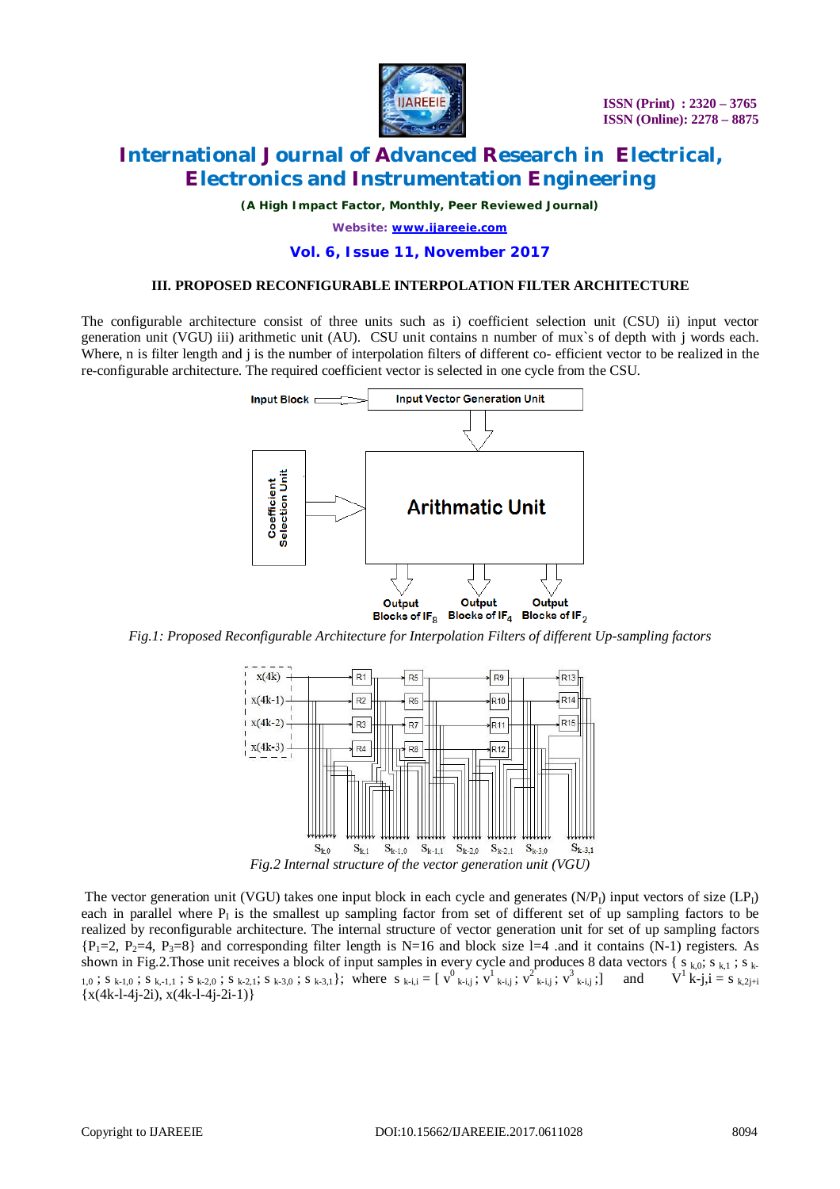## III. PROPOSED RECONFIGURABLE INTERPOLATION FILTER ARCHITECTURE

The configurable architecture consist of three units such as i) coefficient selection unit (CSU) ii) input vector generation unit (VGU) iii) arithmetic unit (AU). CSU unit contains n number of mux`s of depth with j words each. Where, n is filter length and j is the number of interpolation filters of different co- efficient vector to be realized in the re-configurable architecture. The required coefficient vector is selected in one cycle from the CSU.

*Fig.1: Proposed Reconfigurable Architecture for Interpolation Filters of different Up-sampling factors*

*Fig.2 Internal structure of the vector generation unit (VGU)*

The vector generation unit (VGU) takes one input block in each cycle and generates $(N/P_l)$ input vectors of size $(LP_l)$ each in parallel where $P_l$ is the smallest up sampling factor from set of different set of up sampling factors to be realized by reconfigurable architecture. The internal structure of vector generation unit for set of up sampling factors $\{P_1=2, P_2=4, P_3=8\}$ and corresponding filter length is N=16 and block size l=4 .and it contains (N-1) registers. As shown in Fig.2.Those unit receives a block of input samples in every cycle and produces 8 data vectors $\{ s_{k,0}; s_{k,1}; s_{k-1,0}; s_{k-1,0}; s_{k,-1,1}; s_{k-2,0}; s_{k-2,1}; s_{k-3,0}; s_{k-3,1}\}$; where $s_{k-i,i} = [\, v^0_{k-i,j}; v^1_{k-i,j}; v^2_{k-i,j}; v^3_{k-i,j};]$ and $V^1\ k\text{-}j,i = s_{k,2j+i}$ $\{x(4k-l-4j-2i), x(4k-l-4j-2i-1)\}$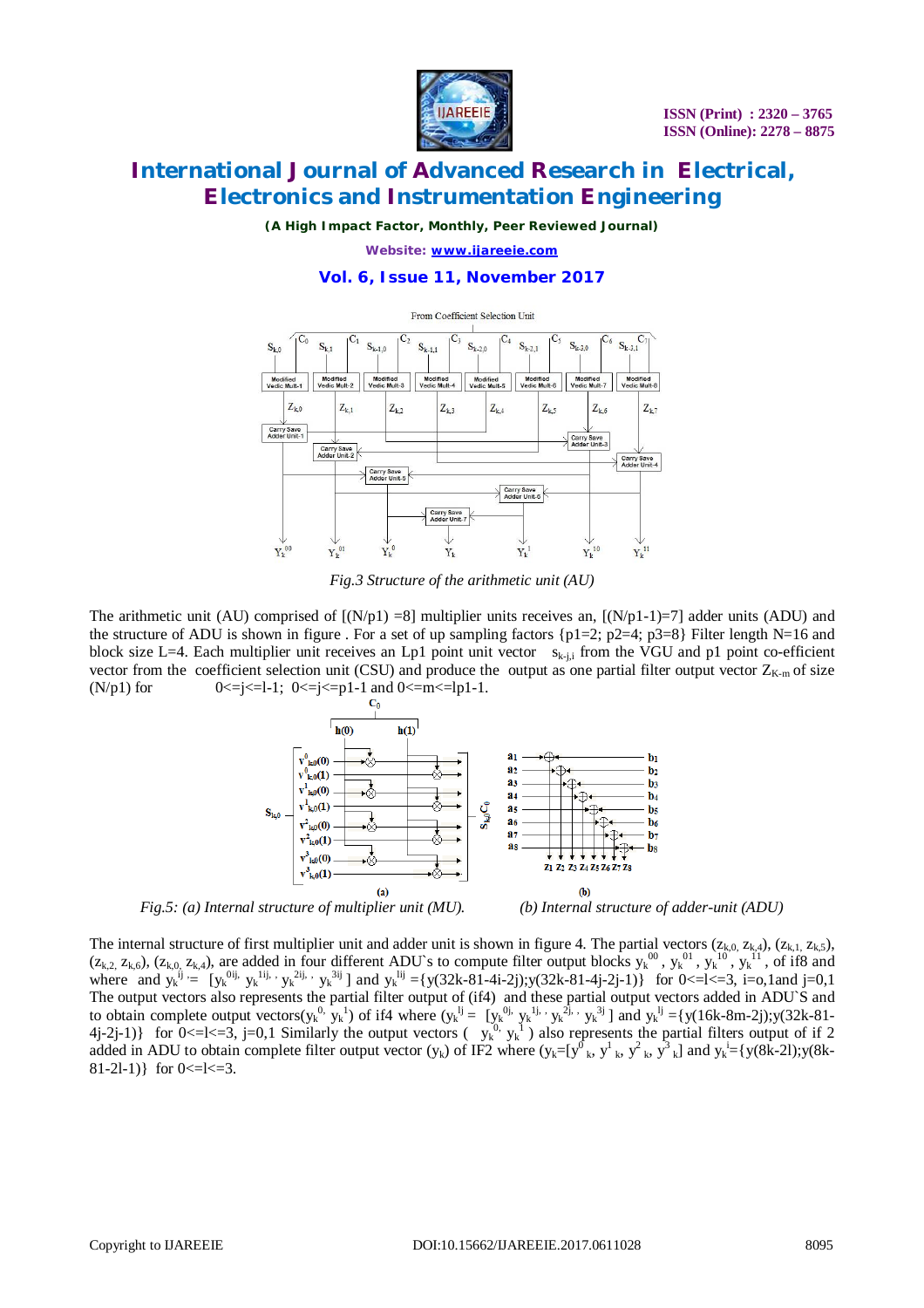*Fig.3 Structure of the arithmetic unit (AU)*

The arithmetic unit (AU) comprised of [(N/p1) =8] multiplier units receives an, [(N/p1-1)=7] adder units (ADU) and the structure of ADU is shown in figure . For a set of up sampling factors {p1=2; p2=4; p3=8} Filter length N=16 and block size L=4. Each multiplier unit receives an Lp1 point unit vector $s_{k-j,i}$ from the VGU and p1 point co-efficient vector from the coefficient selection unit (CSU) and produce the output as one partial filter output vector $Z_{K-m}$ of size (N/p1) for $0<=j<=l-1$; $0<=j<=p1-1$ and $0<=m<=lp1-1$.

*Fig.5: (a) Internal structure of multiplier unit (MU).* *(b) Internal structure of adder-unit (ADU)*

The internal structure of first multiplier unit and adder unit is shown in figure 4. The partial vectors ($z_{k,0}$, $z_{k,4}$), ($z_{k,1}$, $z_{k,5}$), ($z_{k,2}$, $z_{k,6}$), ($z_{k,0}$, $z_{k,4}$), are added in four different ADU`s to compute filter output blocks $y_k^{00}$, $y_k^{01}$, $y_k^{10}$, $y_k^{11}$, of if8 and where and $y_k^{ij} = [y_k^{0ij}, y_k^{1ij}, y_k^{2ij}, y_k^{3ij}]$ and $y_k^{lij} = \{y(32k-81-4i-2j);y(32k-81-4j-2j-1)\}$ for $0<=l<=3$, i=o,1and j=0,1 The output vectors also represents the partial filter output of (if4) and these partial output vectors added in ADU`S and to obtain complete output vectors($y_k^{0}$, $y_k^{1}$) of if4 where ($y_k^{lj} = [y_k^{0j}, y_k^{1j}, y_k^{2j}, y_k^{3j}]$ and $y_k^{lj} = \{y(16k-8m-2j);y(32k-81-4j-2j-1)\}$ for $0<=l<=3$, j=0,1 Similarly the output vectors ( $y_k^{0}$, $y_k^{1}$ ) also represents the partial filters output of if 2 added in ADU to obtain complete filter output vector ($y_k$) of IF2 where ($y_k=[y^0{}_k, y^1{}_k, y^2{}_k, y^3{}_k]$ and $y_k^{i}=\{y(8k-2l);y(8k-81-2l-1)\}$ for $0<=l<=3$.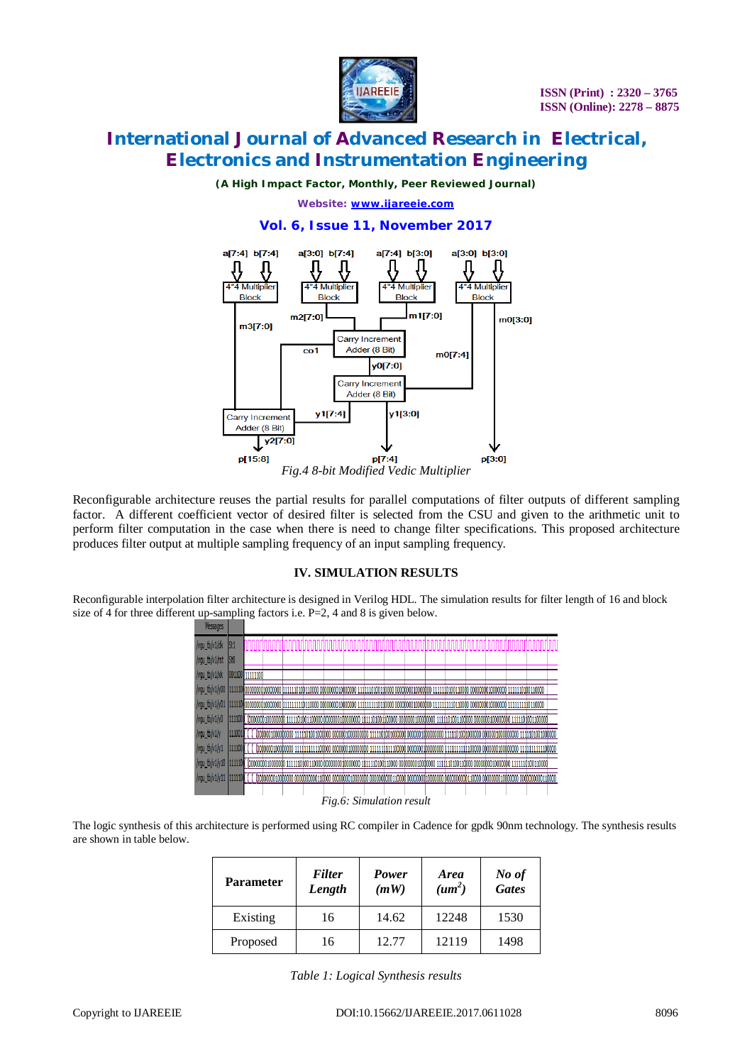Fig.4 8-bit Modified Vedic Multiplier

Reconfigurable architecture reuses the partial results for parallel computations of filter outputs of different sampling factor. A different coefficient vector of desired filter is selected from the CSU and given to the arithmetic unit to perform filter computation in the case when there is need to change filter specifications. This proposed architecture produces filter output at multiple sampling frequency of an input sampling frequency.

## IV. SIMULATION RESULTS

Reconfigurable interpolation filter architecture is designed in Verilog HDL. The simulation results for filter length of 16 and block size of 4 for three different up-sampling factors i.e. P=2, 4 and 8 is given below.

Fig.6: Simulation result

The logic synthesis of this architecture is performed using RC compiler in Cadence for gpdk 90nm technology. The synthesis results are shown in table below.

| Parameter | *Filter Length* | *Power (mW)* | *Area ($um^2$)* | *No of Gates* |
|---|---|---|---|---|
| Existing | 16 | 14.62 | 12248 | 1530 |
| Proposed | 16 | 12.77 | 12119 | 1498 |

*Table 1: Logical Synthesis results*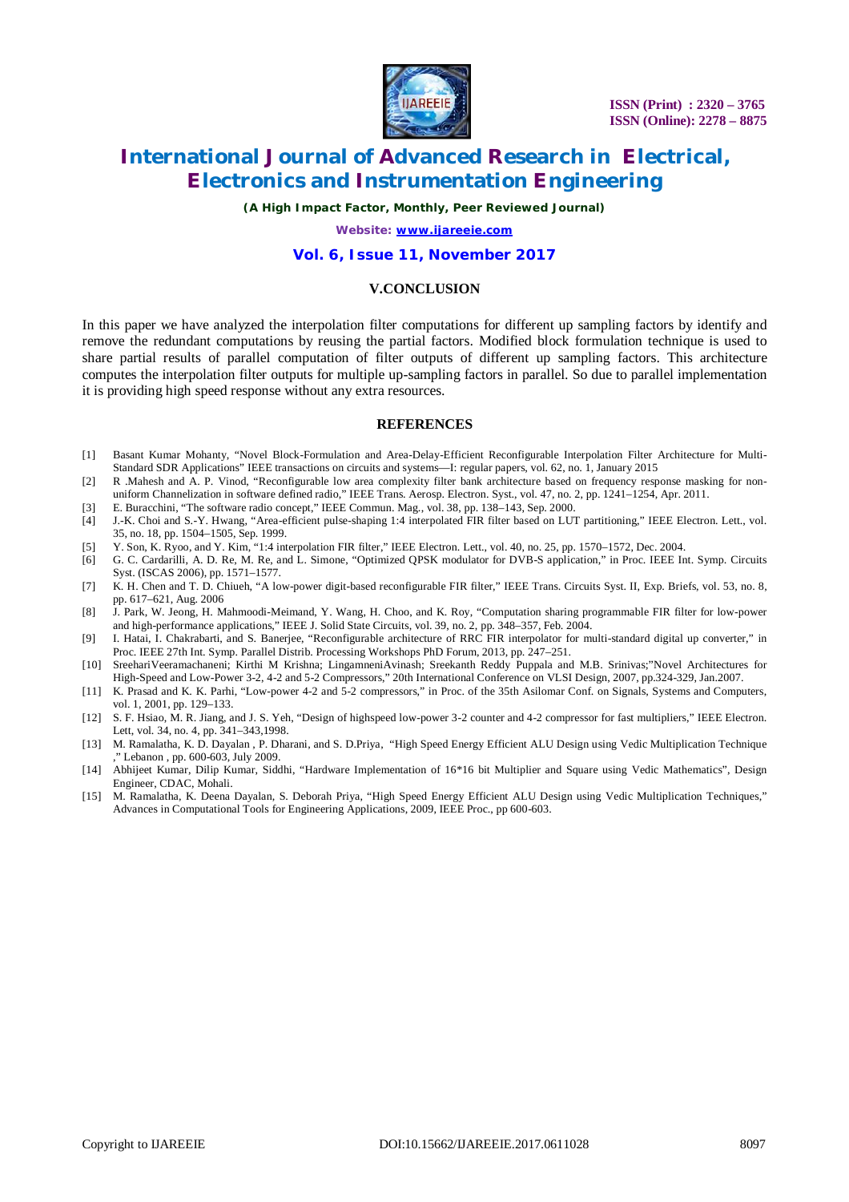## V.CONCLUSION

In this paper we have analyzed the interpolation filter computations for different up sampling factors by identify and remove the redundant computations by reusing the partial factors. Modified block formulation technique is used to share partial results of parallel computation of filter outputs of different up sampling factors. This architecture computes the interpolation filter outputs for multiple up-sampling factors in parallel. So due to parallel implementation it is providing high speed response without any extra resources.

## REFERENCES

[1] Basant Kumar Mohanty, "Novel Block-Formulation and Area-Delay-Efficient Reconfigurable Interpolation Filter Architecture for Multi-Standard SDR Applications" IEEE transactions on circuits and systems—I: regular papers, vol. 62, no. 1, January 2015

[2] R .Mahesh and A. P. Vinod, "Reconfigurable low area complexity filter bank architecture based on frequency response masking for non-uniform Channelization in software defined radio," IEEE Trans. Aerosp. Electron. Syst., vol. 47, no. 2, pp. 1241–1254, Apr. 2011.

[3] E. Buracchini, "The software radio concept," IEEE Commun. Mag., vol. 38, pp. 138–143, Sep. 2000.

[4] J.-K. Choi and S.-Y. Hwang, "Area-efficient pulse-shaping 1:4 interpolated FIR filter based on LUT partitioning," IEEE Electron. Lett., vol. 35, no. 18, pp. 1504–1505, Sep. 1999.

[5] Y. Son, K. Ryoo, and Y. Kim, "1:4 interpolation FIR filter," IEEE Electron. Lett., vol. 40, no. 25, pp. 1570–1572, Dec. 2004.

[6] G. C. Cardarilli, A. D. Re, M. Re, and L. Simone, "Optimized QPSK modulator for DVB-S application," in Proc. IEEE Int. Symp. Circuits Syst. (ISCAS 2006), pp. 1571–1577.

[7] K. H. Chen and T. D. Chiueh, "A low-power digit-based reconfigurable FIR filter," IEEE Trans. Circuits Syst. II, Exp. Briefs, vol. 53, no. 8, pp. 617–621, Aug. 2006

[8] J. Park, W. Jeong, H. Mahmoodi-Meimand, Y. Wang, H. Choo, and K. Roy, "Computation sharing programmable FIR filter for low-power and high-performance applications," IEEE J. Solid State Circuits, vol. 39, no. 2, pp. 348–357, Feb. 2004.

[9] I. Hatai, I. Chakrabarti, and S. Banerjee, "Reconfigurable architecture of RRC FIR interpolator for multi-standard digital up converter," in Proc. IEEE 27th Int. Symp. Parallel Distrib. Processing Workshops PhD Forum, 2013, pp. 247–251.

[10] SreehariVeeramachaneni; Kirthi M Krishna; LingamneniAvinash; Sreekanth Reddy Puppala and M.B. Srinivas;"Novel Architectures for High-Speed and Low-Power 3-2, 4-2 and 5-2 Compressors," 20th International Conference on VLSI Design, 2007, pp.324-329, Jan.2007.

[11] K. Prasad and K. K. Parhi, "Low-power 4-2 and 5-2 compressors," in Proc. of the 35th Asilomar Conf. on Signals, Systems and Computers, vol. 1, 2001, pp. 129–133.

[12] S. F. Hsiao, M. R. Jiang, and J. S. Yeh, "Design of highspeed low-power 3-2 counter and 4-2 compressor for fast multipliers," IEEE Electron. Lett, vol. 34, no. 4, pp. 341–343,1998.

[13] M. Ramalatha, K. D. Dayalan , P. Dharani, and S. D.Priya, "High Speed Energy Efficient ALU Design using Vedic Multiplication Technique ," Lebanon , pp. 600-603, July 2009.

[14] Abhijeet Kumar, Dilip Kumar, Siddhi, "Hardware Implementation of 16*16 bit Multiplier and Square using Vedic Mathematics", Design Engineer, CDAC, Mohali.

[15] M. Ramalatha, K. Deena Dayalan, S. Deborah Priya, "High Speed Energy Efficient ALU Design using Vedic Multiplication Techniques," Advances in Computational Tools for Engineering Applications, 2009, IEEE Proc., pp 600-603.